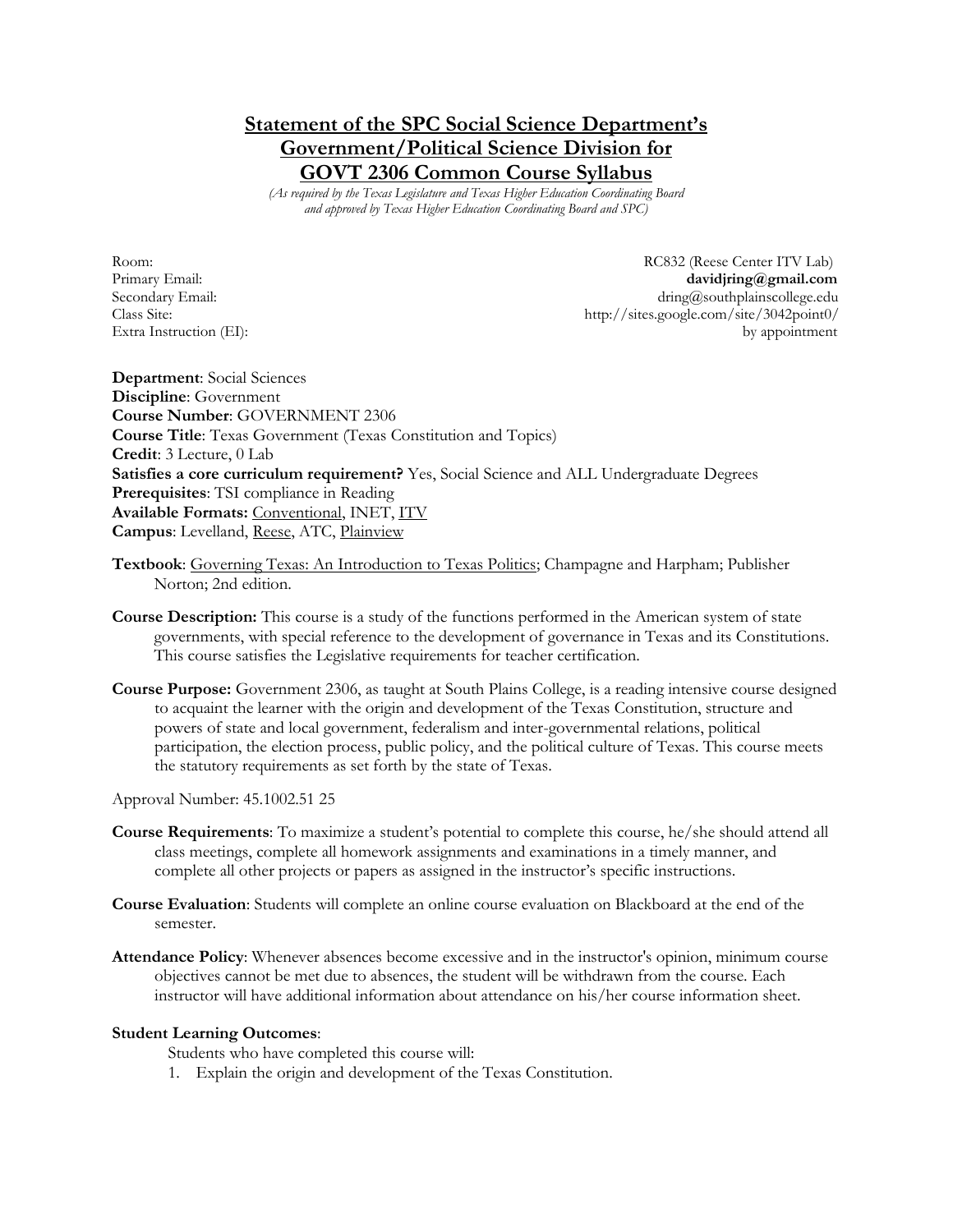# Statement of the SPC Social Science Department's Government/Political Science Division for GOVT 2306 Common Course Syllabus

*(As required by the Texas Legislature and Texas Higher Education Coordinating Board and approved by Texas Higher Education Coordinating Board and SPC)*

| | |
|---|---|
| Room: | RC832 (Reese Center ITV Lab) |
| Primary Email: | **davidjring@gmail.com** |
| Secondary Email: | dring@southplainscollege.edu |
| Class Site: | http://sites.google.com/site/3042point0/ |
| Extra Instruction (EI): | by appointment |

**Department**: Social Sciences
**Discipline**: Government
**Course Number**: GOVERNMENT 2306
**Course Title**: Texas Government (Texas Constitution and Topics)
**Credit**: 3 Lecture, 0 Lab
**Satisfies a core curriculum requirement?** Yes, Social Science and ALL Undergraduate Degrees
**Prerequisites**: TSI compliance in Reading
**Available Formats:** Conventional, INET, ITV
**Campus**: Levelland, Reese, ATC, Plainview

**Textbook**: Governing Texas: An Introduction to Texas Politics; Champagne and Harpham; Publisher Norton; 2nd edition.

**Course Description:** This course is a study of the functions performed in the American system of state governments, with special reference to the development of governance in Texas and its Constitutions. This course satisfies the Legislative requirements for teacher certification.

**Course Purpose:** Government 2306, as taught at South Plains College, is a reading intensive course designed to acquaint the learner with the origin and development of the Texas Constitution, structure and powers of state and local government, federalism and inter-governmental relations, political participation, the election process, public policy, and the political culture of Texas. This course meets the statutory requirements as set forth by the state of Texas.

Approval Number: 45.1002.51 25

**Course Requirements**: To maximize a student's potential to complete this course, he/she should attend all class meetings, complete all homework assignments and examinations in a timely manner, and complete all other projects or papers as assigned in the instructor's specific instructions.

**Course Evaluation**: Students will complete an online course evaluation on Blackboard at the end of the semester.

**Attendance Policy**: Whenever absences become excessive and in the instructor's opinion, minimum course objectives cannot be met due to absences, the student will be withdrawn from the course. Each instructor will have additional information about attendance on his/her course information sheet.

**Student Learning Outcomes**:

Students who have completed this course will:

1. Explain the origin and development of the Texas Constitution.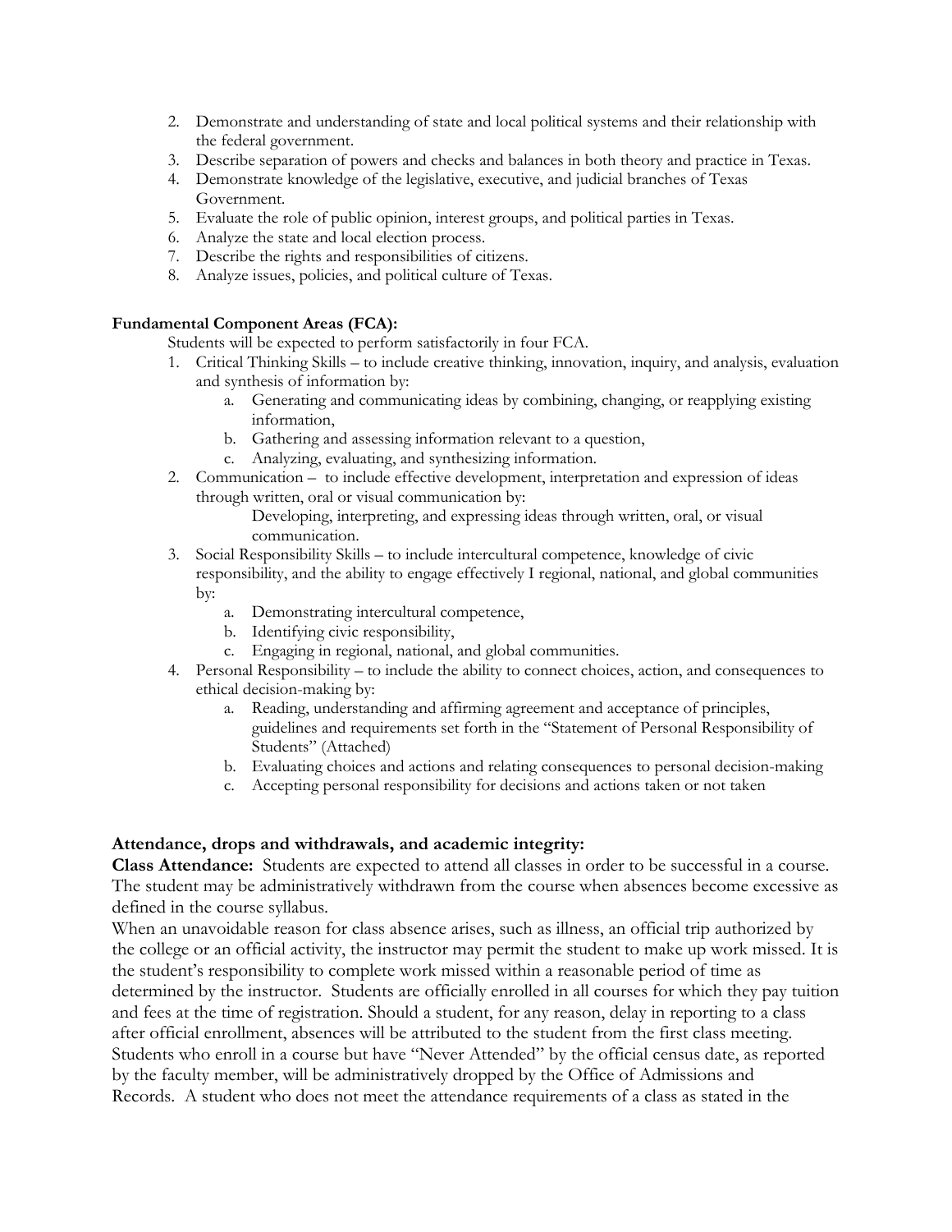2. Demonstrate and understanding of state and local political systems and their relationship with the federal government.
3. Describe separation of powers and checks and balances in both theory and practice in Texas.
4. Demonstrate knowledge of the legislative, executive, and judicial branches of Texas Government.
5. Evaluate the role of public opinion, interest groups, and political parties in Texas.
6. Analyze the state and local election process.
7. Describe the rights and responsibilities of citizens.
8. Analyze issues, policies, and political culture of Texas.

**Fundamental Component Areas (FCA):**

Students will be expected to perform satisfactorily in four FCA.

1. Critical Thinking Skills – to include creative thinking, innovation, inquiry, and analysis, evaluation and synthesis of information by:
   a. Generating and communicating ideas by combining, changing, or reapplying existing information,
   b. Gathering and assessing information relevant to a question,
   c. Analyzing, evaluating, and synthesizing information.
2. Communication – to include effective development, interpretation and expression of ideas through written, oral or visual communication by:
   Developing, interpreting, and expressing ideas through written, oral, or visual communication.
3. Social Responsibility Skills – to include intercultural competence, knowledge of civic responsibility, and the ability to engage effectively I regional, national, and global communities by:
   a. Demonstrating intercultural competence,
   b. Identifying civic responsibility,
   c. Engaging in regional, national, and global communities.
4. Personal Responsibility – to include the ability to connect choices, action, and consequences to ethical decision-making by:
   a. Reading, understanding and affirming agreement and acceptance of principles, guidelines and requirements set forth in the "Statement of Personal Responsibility of Students" (Attached)
   b. Evaluating choices and actions and relating consequences to personal decision-making
   c. Accepting personal responsibility for decisions and actions taken or not taken

## Attendance, drops and withdrawals, and academic integrity:

**Class Attendance:** Students are expected to attend all classes in order to be successful in a course. The student may be administratively withdrawn from the course when absences become excessive as defined in the course syllabus.

When an unavoidable reason for class absence arises, such as illness, an official trip authorized by the college or an official activity, the instructor may permit the student to make up work missed. It is the student's responsibility to complete work missed within a reasonable period of time as determined by the instructor. Students are officially enrolled in all courses for which they pay tuition and fees at the time of registration. Should a student, for any reason, delay in reporting to a class after official enrollment, absences will be attributed to the student from the first class meeting. Students who enroll in a course but have "Never Attended" by the official census date, as reported by the faculty member, will be administratively dropped by the Office of Admissions and Records. A student who does not meet the attendance requirements of a class as stated in the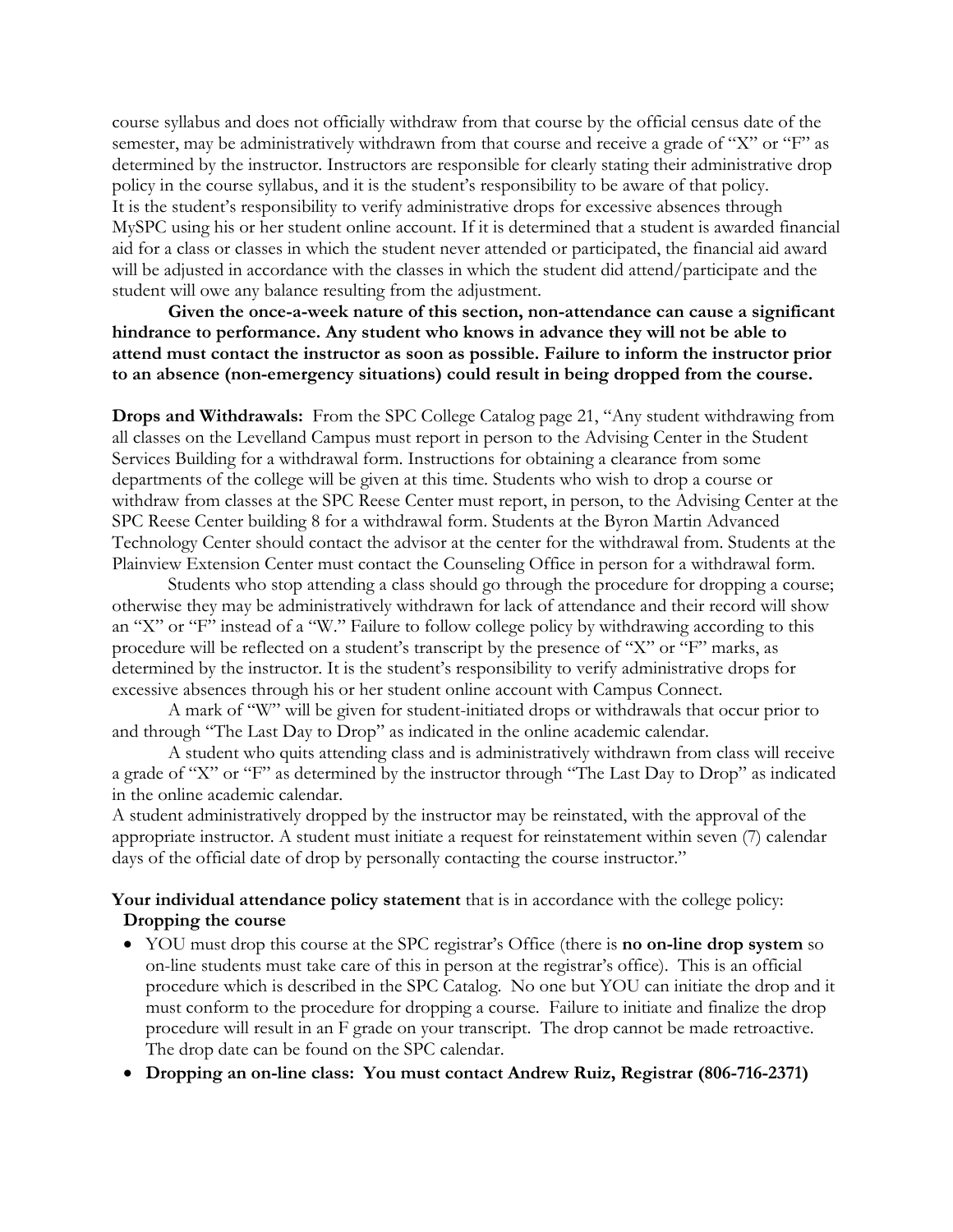course syllabus and does not officially withdraw from that course by the official census date of the semester, may be administratively withdrawn from that course and receive a grade of "X" or "F" as determined by the instructor. Instructors are responsible for clearly stating their administrative drop policy in the course syllabus, and it is the student's responsibility to be aware of that policy. It is the student's responsibility to verify administrative drops for excessive absences through MySPC using his or her student online account. If it is determined that a student is awarded financial aid for a class or classes in which the student never attended or participated, the financial aid award will be adjusted in accordance with the classes in which the student did attend/participate and the student will owe any balance resulting from the adjustment.

**Given the once-a-week nature of this section, non-attendance can cause a significant hindrance to performance. Any student who knows in advance they will not be able to attend must contact the instructor as soon as possible. Failure to inform the instructor prior to an absence (non-emergency situations) could result in being dropped from the course.**

**Drops and Withdrawals:** From the SPC College Catalog page 21, "Any student withdrawing from all classes on the Levelland Campus must report in person to the Advising Center in the Student Services Building for a withdrawal form. Instructions for obtaining a clearance from some departments of the college will be given at this time. Students who wish to drop a course or withdraw from classes at the SPC Reese Center must report, in person, to the Advising Center at the SPC Reese Center building 8 for a withdrawal form. Students at the Byron Martin Advanced Technology Center should contact the advisor at the center for the withdrawal from. Students at the Plainview Extension Center must contact the Counseling Office in person for a withdrawal form.

Students who stop attending a class should go through the procedure for dropping a course; otherwise they may be administratively withdrawn for lack of attendance and their record will show an "X" or "F" instead of a "W." Failure to follow college policy by withdrawing according to this procedure will be reflected on a student's transcript by the presence of "X" or "F" marks, as determined by the instructor. It is the student's responsibility to verify administrative drops for excessive absences through his or her student online account with Campus Connect.

A mark of "W" will be given for student-initiated drops or withdrawals that occur prior to and through "The Last Day to Drop" as indicated in the online academic calendar.

A student who quits attending class and is administratively withdrawn from class will receive a grade of "X" or "F" as determined by the instructor through "The Last Day to Drop" as indicated in the online academic calendar.

A student administratively dropped by the instructor may be reinstated, with the approval of the appropriate instructor. A student must initiate a request for reinstatement within seven (7) calendar days of the official date of drop by personally contacting the course instructor."

**Your individual attendance policy statement** that is in accordance with the college policy:

**Dropping the course**

- YOU must drop this course at the SPC registrar's Office (there is **no on-line drop system** so on-line students must take care of this in person at the registrar's office). This is an official procedure which is described in the SPC Catalog. No one but YOU can initiate the drop and it must conform to the procedure for dropping a course. Failure to initiate and finalize the drop procedure will result in an F grade on your transcript. The drop cannot be made retroactive. The drop date can be found on the SPC calendar.
- **Dropping an on-line class: You must contact Andrew Ruiz, Registrar (806-716-2371)**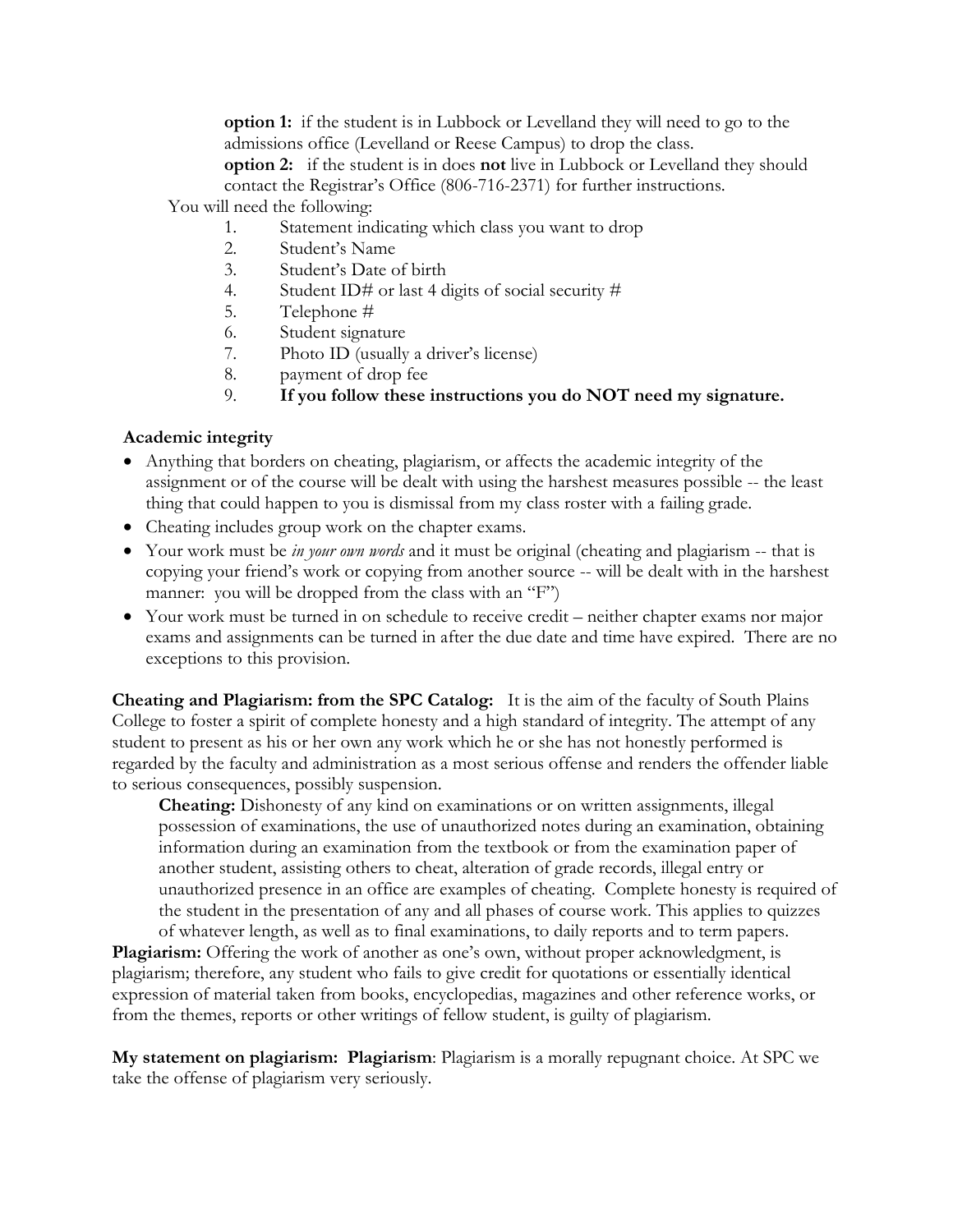**option 1:** if the student is in Lubbock or Levelland they will need to go to the admissions office (Levelland or Reese Campus) to drop the class.

**option 2:** if the student is in does **not** live in Lubbock or Levelland they should contact the Registrar's Office (806-716-2371) for further instructions.

You will need the following:

1. Statement indicating which class you want to drop
2. Student's Name
3. Student's Date of birth
4. Student ID# or last 4 digits of social security #
5. Telephone #
6. Student signature
7. Photo ID (usually a driver's license)
8. payment of drop fee
9. **If you follow these instructions you do NOT need my signature.**

**Academic integrity**

- Anything that borders on cheating, plagiarism, or affects the academic integrity of the assignment or of the course will be dealt with using the harshest measures possible -- the least thing that could happen to you is dismissal from my class roster with a failing grade.
- Cheating includes group work on the chapter exams.
- Your work must be *in your own words* and it must be original (cheating and plagiarism -- that is copying your friend's work or copying from another source -- will be dealt with in the harshest manner: you will be dropped from the class with an "F")
- Your work must be turned in on schedule to receive credit – neither chapter exams nor major exams and assignments can be turned in after the due date and time have expired. There are no exceptions to this provision.

**Cheating and Plagiarism: from the SPC Catalog:** It is the aim of the faculty of South Plains College to foster a spirit of complete honesty and a high standard of integrity. The attempt of any student to present as his or her own any work which he or she has not honestly performed is regarded by the faculty and administration as a most serious offense and renders the offender liable to serious consequences, possibly suspension.

**Cheating:** Dishonesty of any kind on examinations or on written assignments, illegal possession of examinations, the use of unauthorized notes during an examination, obtaining information during an examination from the textbook or from the examination paper of another student, assisting others to cheat, alteration of grade records, illegal entry or unauthorized presence in an office are examples of cheating. Complete honesty is required of the student in the presentation of any and all phases of course work. This applies to quizzes of whatever length, as well as to final examinations, to daily reports and to term papers.

**Plagiarism:** Offering the work of another as one's own, without proper acknowledgment, is plagiarism; therefore, any student who fails to give credit for quotations or essentially identical expression of material taken from books, encyclopedias, magazines and other reference works, or from the themes, reports or other writings of fellow student, is guilty of plagiarism.

**My statement on plagiarism: Plagiarism**: Plagiarism is a morally repugnant choice. At SPC we take the offense of plagiarism very seriously.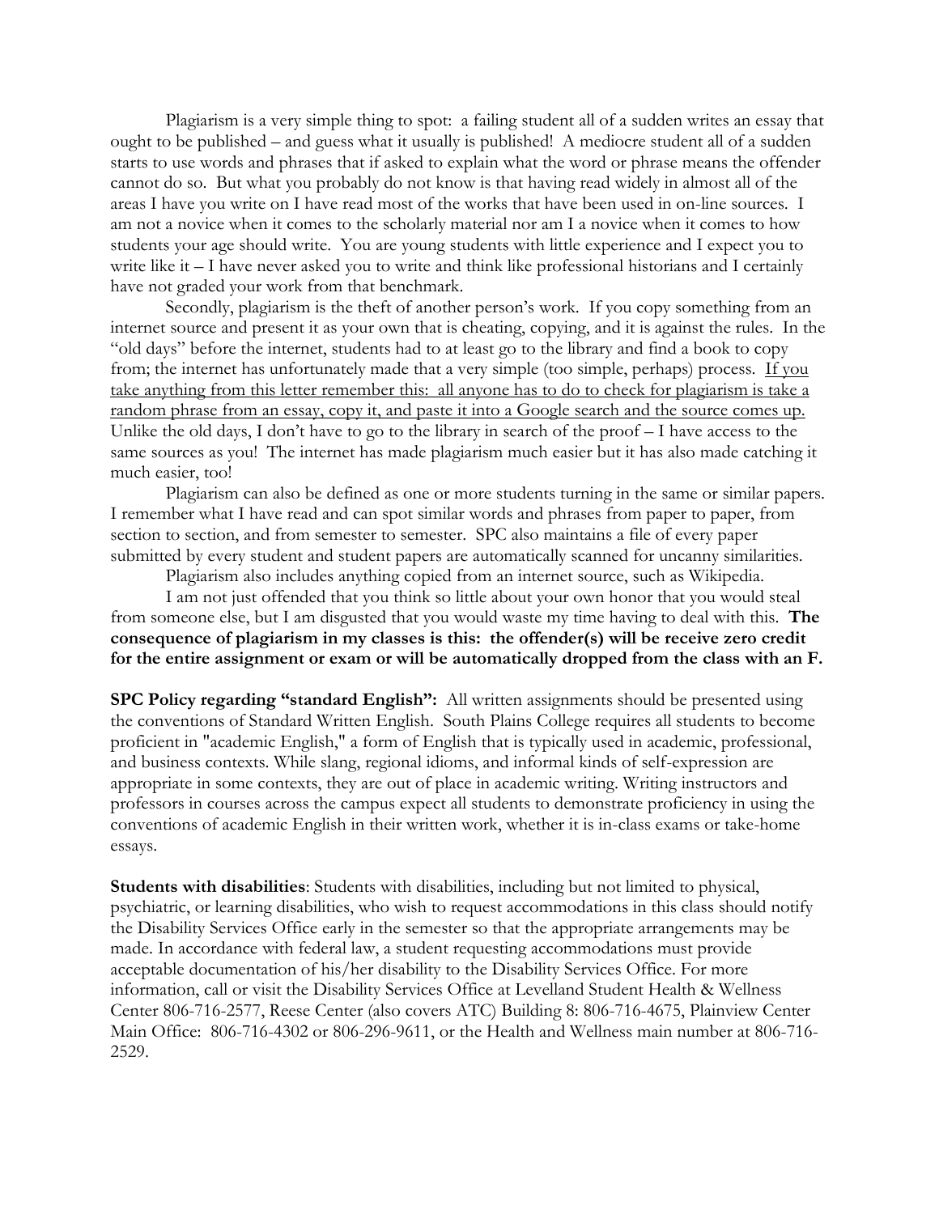Plagiarism is a very simple thing to spot: a failing student all of a sudden writes an essay that ought to be published – and guess what it usually is published! A mediocre student all of a sudden starts to use words and phrases that if asked to explain what the word or phrase means the offender cannot do so. But what you probably do not know is that having read widely in almost all of the areas I have you write on I have read most of the works that have been used in on-line sources. I am not a novice when it comes to the scholarly material nor am I a novice when it comes to how students your age should write. You are young students with little experience and I expect you to write like it – I have never asked you to write and think like professional historians and I certainly have not graded your work from that benchmark.

Secondly, plagiarism is the theft of another person's work. If you copy something from an internet source and present it as your own that is cheating, copying, and it is against the rules. In the "old days" before the internet, students had to at least go to the library and find a book to copy from; the internet has unfortunately made that a very simple (too simple, perhaps) process. <u>If you take anything from this letter remember this: all anyone has to do to check for plagiarism is take a random phrase from an essay, copy it, and paste it into a Google search and the source comes up.</u> Unlike the old days, I don't have to go to the library in search of the proof – I have access to the same sources as you! The internet has made plagiarism much easier but it has also made catching it much easier, too!

Plagiarism can also be defined as one or more students turning in the same or similar papers. I remember what I have read and can spot similar words and phrases from paper to paper, from section to section, and from semester to semester. SPC also maintains a file of every paper submitted by every student and student papers are automatically scanned for uncanny similarities.

Plagiarism also includes anything copied from an internet source, such as Wikipedia.

I am not just offended that you think so little about your own honor that you would steal from someone else, but I am disgusted that you would waste my time having to deal with this. **The consequence of plagiarism in my classes is this: the offender(s) will be receive zero credit for the entire assignment or exam or will be automatically dropped from the class with an F.**

**SPC Policy regarding "standard English":** All written assignments should be presented using the conventions of Standard Written English. South Plains College requires all students to become proficient in "academic English," a form of English that is typically used in academic, professional, and business contexts. While slang, regional idioms, and informal kinds of self-expression are appropriate in some contexts, they are out of place in academic writing. Writing instructors and professors in courses across the campus expect all students to demonstrate proficiency in using the conventions of academic English in their written work, whether it is in-class exams or take-home essays.

**Students with disabilities**: Students with disabilities, including but not limited to physical, psychiatric, or learning disabilities, who wish to request accommodations in this class should notify the Disability Services Office early in the semester so that the appropriate arrangements may be made. In accordance with federal law, a student requesting accommodations must provide acceptable documentation of his/her disability to the Disability Services Office. For more information, call or visit the Disability Services Office at Levelland Student Health & Wellness Center 806-716-2577, Reese Center (also covers ATC) Building 8: 806-716-4675, Plainview Center Main Office: 806-716-4302 or 806-296-9611, or the Health and Wellness main number at 806-716-2529.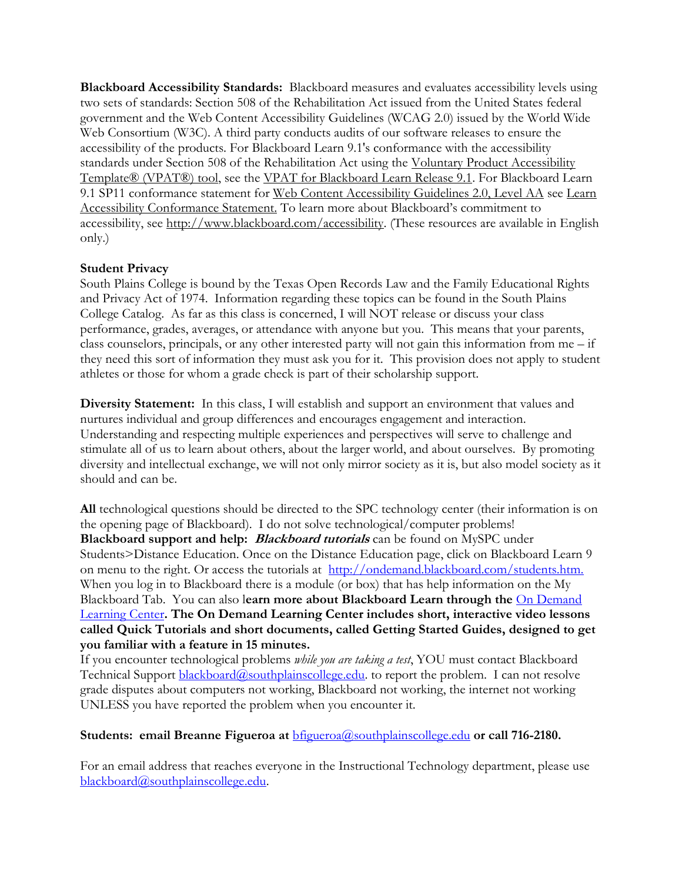**Blackboard Accessibility Standards:** Blackboard measures and evaluates accessibility levels using two sets of standards: Section 508 of the Rehabilitation Act issued from the United States federal government and the Web Content Accessibility Guidelines (WCAG 2.0) issued by the World Wide Web Consortium (W3C). A third party conducts audits of our software releases to ensure the accessibility of the products. For Blackboard Learn 9.1's conformance with the accessibility standards under Section 508 of the Rehabilitation Act using the Voluntary Product Accessibility Template® (VPAT®) tool, see the VPAT for Blackboard Learn Release 9.1. For Blackboard Learn 9.1 SP11 conformance statement for Web Content Accessibility Guidelines 2.0, Level AA see Learn Accessibility Conformance Statement. To learn more about Blackboard's commitment to accessibility, see http://www.blackboard.com/accessibility. (These resources are available in English only.)

**Student Privacy**

South Plains College is bound by the Texas Open Records Law and the Family Educational Rights and Privacy Act of 1974. Information regarding these topics can be found in the South Plains College Catalog. As far as this class is concerned, I will NOT release or discuss your class performance, grades, averages, or attendance with anyone but you. This means that your parents, class counselors, principals, or any other interested party will not gain this information from me – if they need this sort of information they must ask you for it. This provision does not apply to student athletes or those for whom a grade check is part of their scholarship support.

**Diversity Statement:** In this class, I will establish and support an environment that values and nurtures individual and group differences and encourages engagement and interaction. Understanding and respecting multiple experiences and perspectives will serve to challenge and stimulate all of us to learn about others, about the larger world, and about ourselves. By promoting diversity and intellectual exchange, we will not only mirror society as it is, but also model society as it should and can be.

**All** technological questions should be directed to the SPC technology center (their information is on the opening page of Blackboard). I do not solve technological/computer problems!

**Blackboard support and help:** ***Blackboard tutorials*** can be found on MySPC under Students>Distance Education. Once on the Distance Education page, click on Blackboard Learn 9 on menu to the right. Or access the tutorials at http://ondemand.blackboard.com/students.htm. When you log in to Blackboard there is a module (or box) that has help information on the My Blackboard Tab. You can also l**earn more about Blackboard Learn through the On Demand Learning Center. The On Demand Learning Center includes short, interactive video lessons called Quick Tutorials and short documents, called Getting Started Guides, designed to get you familiar with a feature in 15 minutes.**

If you encounter technological problems *while you are taking a test*, YOU must contact Blackboard Technical Support blackboard@southplainscollege.edu. to report the problem. I can not resolve grade disputes about computers not working, Blackboard not working, the internet not working UNLESS you have reported the problem when you encounter it.

**Students: email Breanne Figueroa at bfigueroa@southplainscollege.edu or call 716-2180.**

For an email address that reaches everyone in the Instructional Technology department, please use blackboard@southplainscollege.edu.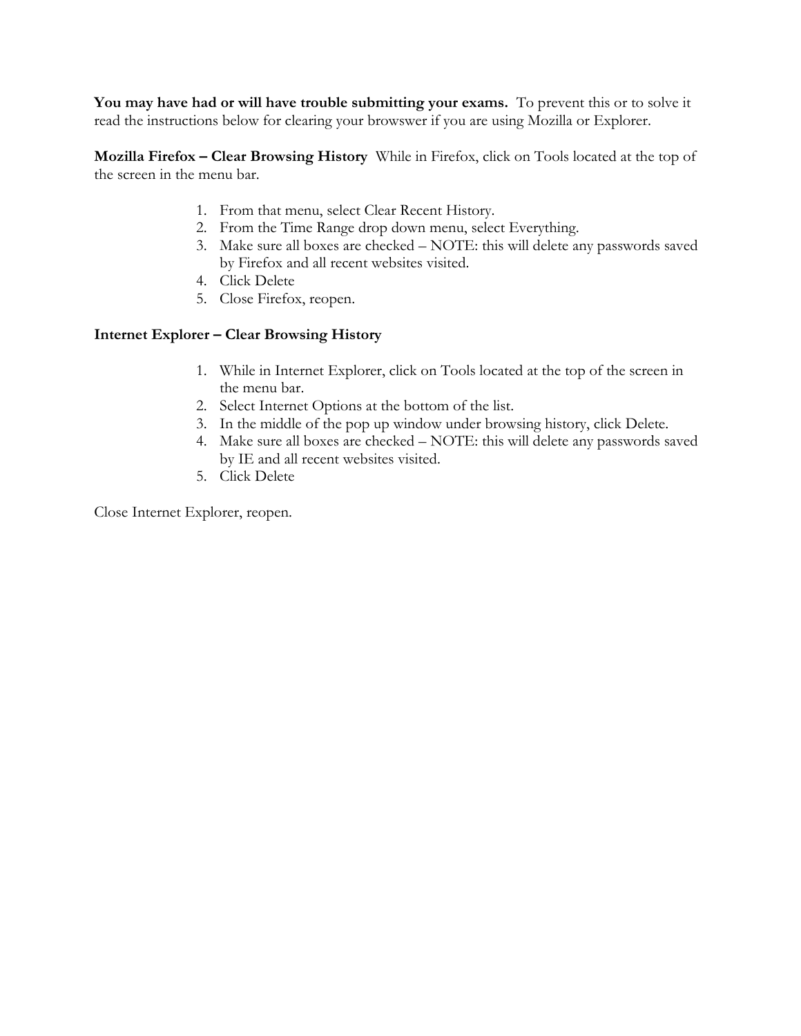**You may have had or will have trouble submitting your exams.** To prevent this or to solve it read the instructions below for clearing your browswer if you are using Mozilla or Explorer.

**Mozilla Firefox – Clear Browsing History** While in Firefox, click on Tools located at the top of the screen in the menu bar.

1. From that menu, select Clear Recent History.
2. From the Time Range drop down menu, select Everything.
3. Make sure all boxes are checked – NOTE: this will delete any passwords saved by Firefox and all recent websites visited.
4. Click Delete
5. Close Firefox, reopen.

**Internet Explorer – Clear Browsing History**

1. While in Internet Explorer, click on Tools located at the top of the screen in the menu bar.
2. Select Internet Options at the bottom of the list.
3. In the middle of the pop up window under browsing history, click Delete.
4. Make sure all boxes are checked – NOTE: this will delete any passwords saved by IE and all recent websites visited.
5. Click Delete

Close Internet Explorer, reopen.